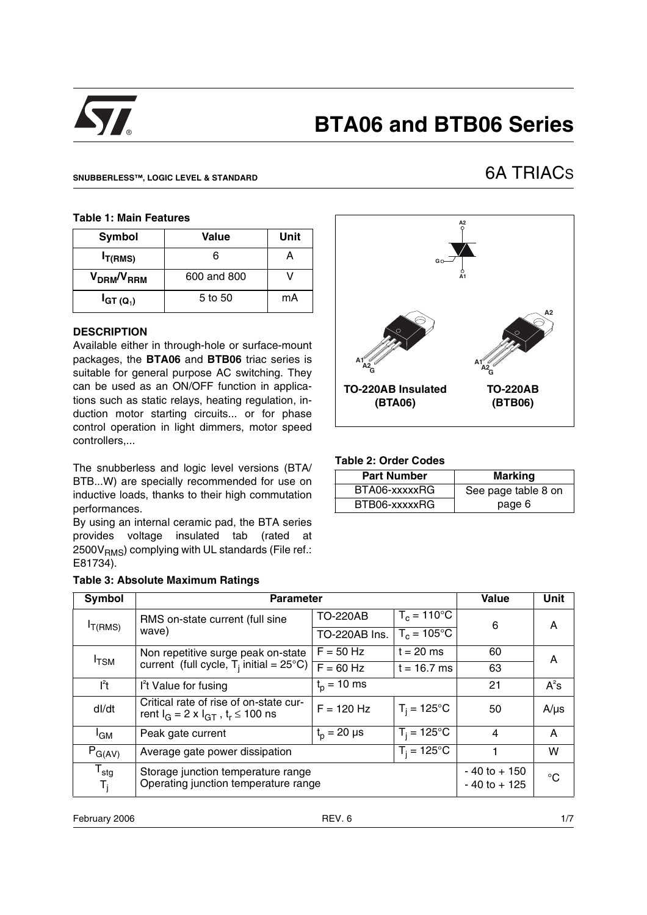# BTA06 and BTB06 Series

**SNUBBERLESS™, LOGIC LEVEL & STANDARD**

## 6A TRIACS

**Table 1: Main Features**

| Symbol | Value | Unit |
|---|---|---|
| $I_{T(RMS)}$ | 6 | A |
| $V_{DRM}/V_{RRM}$ | 600 and 800 | V |
| $I_{GT\ (Q_1)}$ | 5 to 50 | mA |

A2, G, A1

A1, A2, G — **TO-220AB Insulated (BTA06)**

A2, A1, A2, G — **TO-220AB (BTB06)**

### DESCRIPTION

Available either in through-hole or surface-mount packages, the **BTA06** and **BTB06** triac series is suitable for general purpose AC switching. They can be used as an ON/OFF function in applications such as static relays, heating regulation, induction motor starting circuits... or for phase control operation in light dimmers, motor speed controllers,...

The snubberless and logic level versions (BTA/BTB...W) are specially recommended for use on inductive loads, thanks to their high commutation performances.

By using an internal ceramic pad, the BTA series provides voltage insulated tab (rated at $2500V_{RMS}$) complying with UL standards (File ref.: E81734).

**Table 2: Order Codes**

| Part Number | Marking |
|---|---|
| BTA06-xxxxxRG | See page table 8 on page 6 |
| BTB06-xxxxxRG | |

**Table 3: Absolute Maximum Ratings**

| Symbol | Parameter | | | Value | Unit |
|---|---|---|---|---|---|
| $I_{T(RMS)}$ | RMS on-state current (full sine wave) | TO-220AB | $T_c = 110°C$ | 6 | A |
| | | TO-220AB Ins. | $T_c = 105°C$ | | |
| $I_{TSM}$ | Non repetitive surge peak on-state current (full cycle, $T_j$ initial = 25°C) | F = 50 Hz | t = 20 ms | 60 | A |
| | | F = 60 Hz | t = 16.7 ms | 63 | |
| $I^2t$ | $I^2t$ Value for fusing | $t_p$ = 10 ms | | 21 | $A^2s$ |
| dI/dt | Critical rate of rise of on-state current $I_G = 2 \times I_{GT}$ , $t_r \leq 100$ ns | F = 120 Hz | $T_j = 125°C$ | 50 | A/µs |
| $I_{GM}$ | Peak gate current | $t_p$ = 20 µs | $T_j = 125°C$ | 4 | A |
| $P_{G(AV)}$ | Average gate power dissipation | | $T_j = 125°C$ | 1 | W |
| $T_{stg}$ <br> $T_j$ | Storage junction temperature range <br> Operating junction temperature range | | | - 40 to + 150 <br> - 40 to + 125 | °C |

February 2006 REV. 6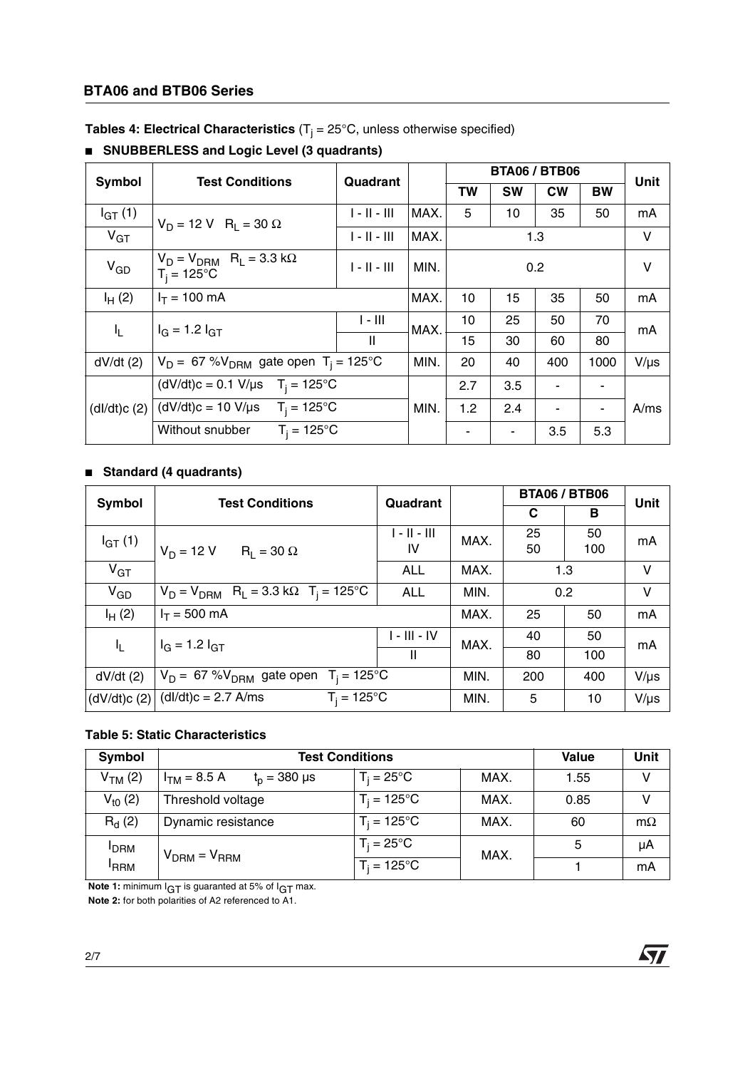**Tables 4: Electrical Characteristics** ($T_j$ = 25°C, unless otherwise specified)

■ **SNUBBERLESS and Logic Level (3 quadrants)**

| Symbol | Test Conditions | Quadrant | | BTA06 / BTB06 | | | | Unit |
|---|---|---|---|---|---|---|---|---|
| | | | | TW | SW | CW | BW | |
| $I_{GT}$ (1) | $V_D$ = 12 V $R_L$ = 30 Ω | I - II - III | MAX. | 5 | 10 | 35 | 50 | mA |
| $V_{GT}$ | | I - II - III | MAX. | 1.3 | | | | V |
| $V_{GD}$ | $V_D = V_{DRM}$ $R_L$ = 3.3 kΩ $T_j$ = 125°C | I - II - III | MIN. | 0.2 | | | | V |
| $I_H$ (2) | $I_T$ = 100 mA | | MAX. | 10 | 15 | 35 | 50 | mA |
| $I_L$ | $I_G$ = 1.2 $I_{GT}$ | I - III | MAX. | 10 | 25 | 50 | 70 | mA |
| | | II | | 15 | 30 | 60 | 80 | |
| dV/dt (2) | $V_D$ = 67 %$V_{DRM}$ gate open $T_j$ = 125°C | | MIN. | 20 | 40 | 400 | 1000 | V/µs |
| (dI/dt)c (2) | (dV/dt)c = 0.1 V/µs $T_j$ = 125°C | | MIN. | 2.7 | 3.5 | - | - | A/ms |
| | (dV/dt)c = 10 V/µs $T_j$ = 125°C | | | 1.2 | 2.4 | - | - | |
| | Without snubber $T_j$ = 125°C | | | - | - | 3.5 | 5.3 | |

■ **Standard (4 quadrants)**

| Symbol | Test Conditions | Quadrant | | BTA06 / BTB06 | | Unit |
|---|---|---|---|---|---|---|
| | | | | C | B | |
| $I_{GT}$ (1) | $V_D$ = 12 V $R_L$ = 30 Ω | I - II - III<br>IV | MAX. | 25<br>50 | 50<br>100 | mA |
| $V_{GT}$ | | ALL | MAX. | 1.3 | | V |
| $V_{GD}$ | $V_D = V_{DRM}$ $R_L$ = 3.3 kΩ $T_j$ = 125°C | ALL | MIN. | 0.2 | | V |
| $I_H$ (2) | $I_T$ = 500 mA | | MAX. | 25 | 50 | mA |
| $I_L$ | $I_G$ = 1.2 $I_{GT}$ | I - III - IV | MAX. | 40 | 50 | mA |
| | | II | | 80 | 100 | |
| dV/dt (2) | $V_D$ = 67 %$V_{DRM}$ gate open $T_j$ = 125°C | | MIN. | 200 | 400 | V/µs |
| (dV/dt)c (2) | (dI/dt)c = 2.7 A/ms $T_j$ = 125°C | | MIN. | 5 | 10 | V/µs |

**Table 5: Static Characteristics**

| Symbol | Test Conditions | | | Value | Unit |
|---|---|---|---|---|---|
| $V_{TM}$ (2) | $I_{TM}$ = 8.5 A $t_p$ = 380 µs | $T_j$ = 25°C | MAX. | 1.55 | V |
| $V_{t0}$ (2) | Threshold voltage | $T_j$ = 125°C | MAX. | 0.85 | V |
| $R_d$ (2) | Dynamic resistance | $T_j$ = 125°C | MAX. | 60 | mΩ |
| $I_{DRM}$<br>$I_{RRM}$ | $V_{DRM} = V_{RRM}$ | $T_j$ = 25°C | MAX. | 5 | µA |
| | | $T_j$ = 125°C | | 1 | mA |

**Note 1:** minimum $I_{GT}$ is guaranted at 5% of $I_{GT}$ max.
**Note 2:** for both polarities of A2 referenced to A1.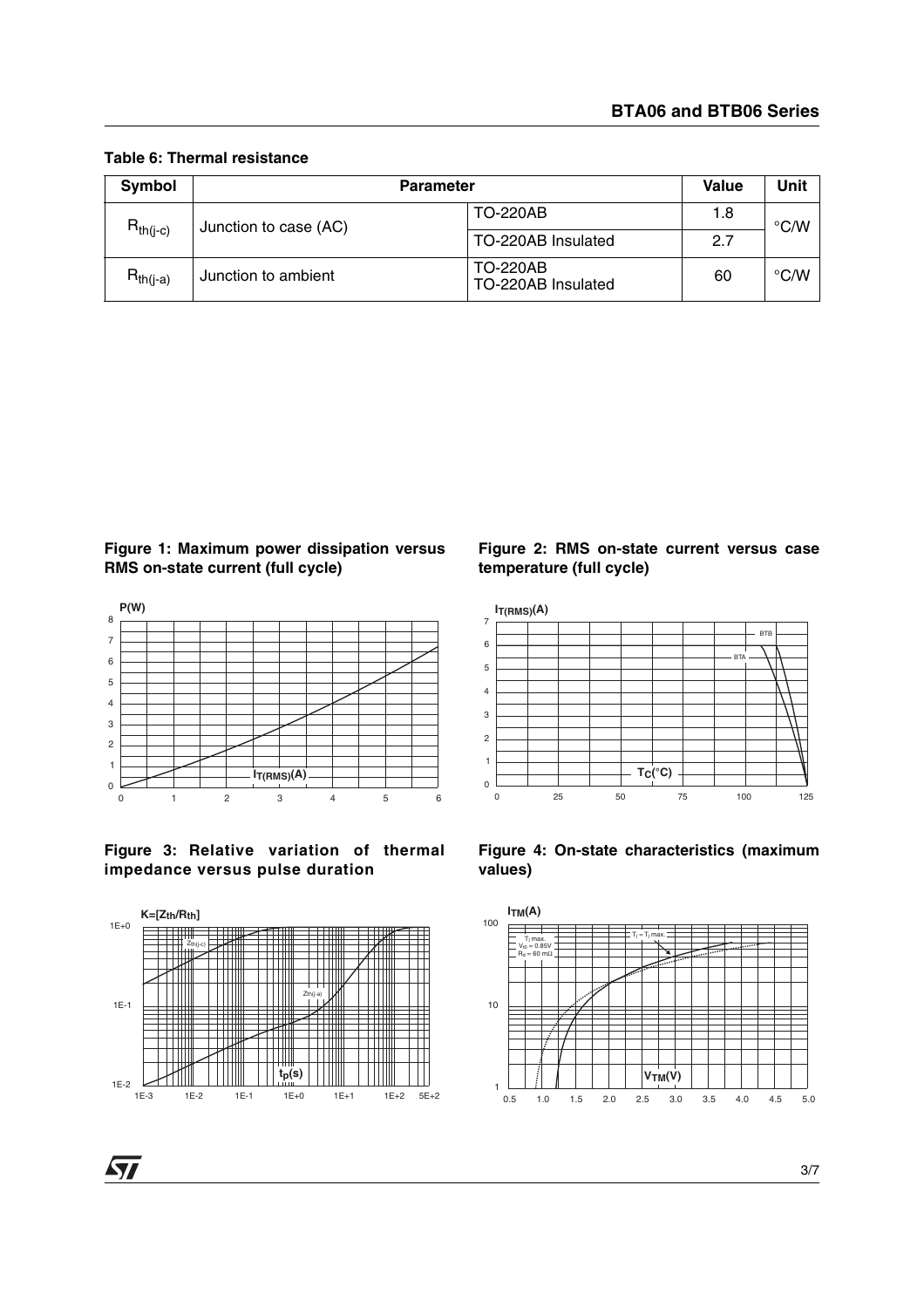**Table 6: Thermal resistance**

| Symbol | Parameter | | Value | Unit |
|---|---|---|---|---|
| $R_{th(j-c)}$ | Junction to case (AC) | TO-220AB | 1.8 | °C/W |
| | | TO-220AB Insulated | 2.7 | |
| $R_{th(j-a)}$ | Junction to ambient | TO-220AB<br>TO-220AB Insulated | 60 | °C/W |

**Figure 1: Maximum power dissipation versus RMS on-state current (full cycle)**

**Figure 2: RMS on-state current versus case temperature (full cycle)**

**Figure 3: Relative variation of thermal impedance versus pulse duration**

**Figure 4: On-state characteristics (maximum values)**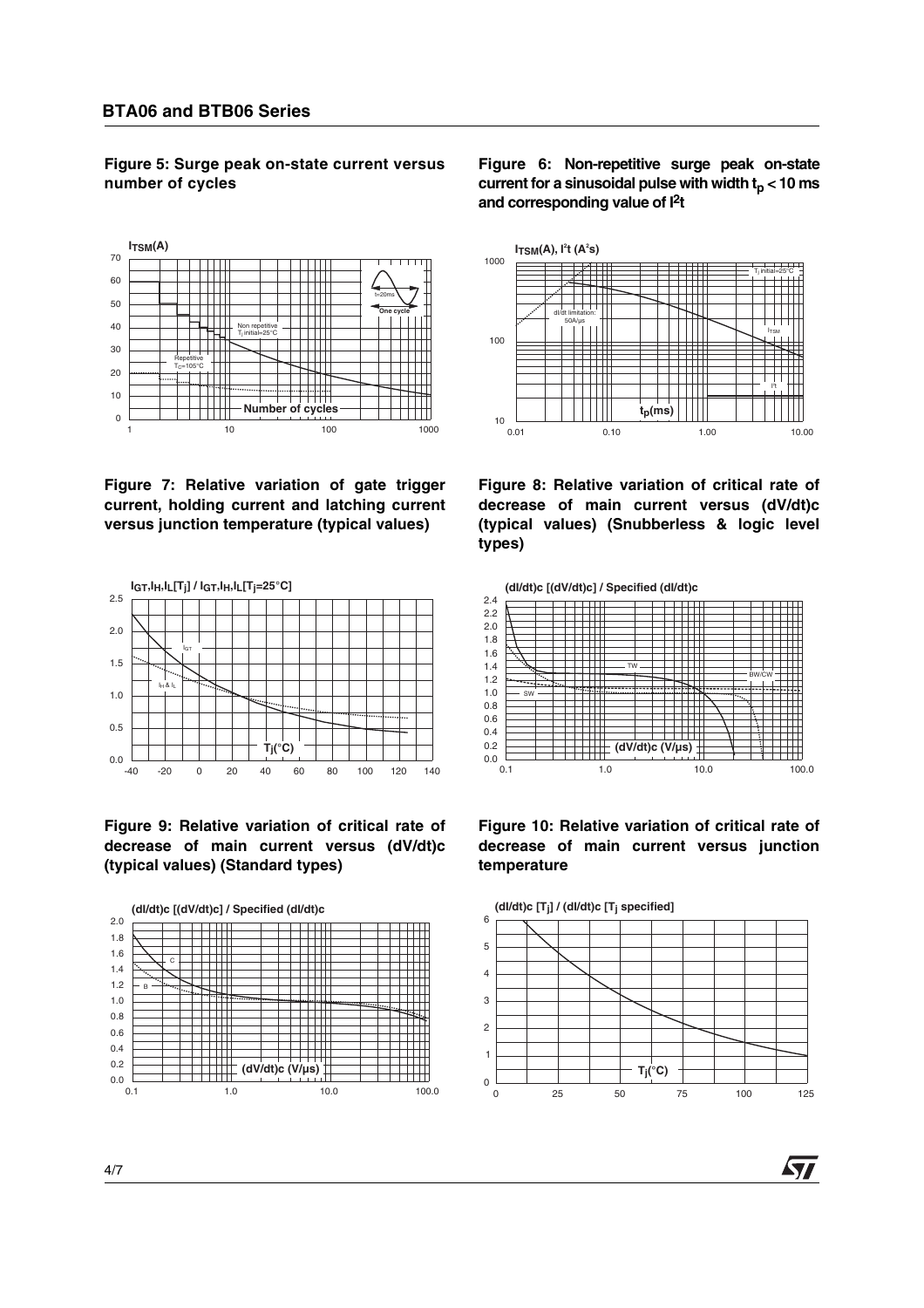**Figure 5: Surge peak on-state current versus number of cycles**

**Figure 6: Non-repetitive surge peak on-state current for a sinusoidal pulse with width $t_p < 10$ ms and corresponding value of $I^2t$**

**Figure 7: Relative variation of gate trigger current, holding current and latching current versus junction temperature (typical values)**

**Figure 8: Relative variation of critical rate of decrease of main current versus (dV/dt)c (typical values) (Snubberless & logic level types)**

**Figure 9: Relative variation of critical rate of decrease of main current versus (dV/dt)c (typical values) (Standard types)**

**Figure 10: Relative variation of critical rate of decrease of main current versus junction temperature**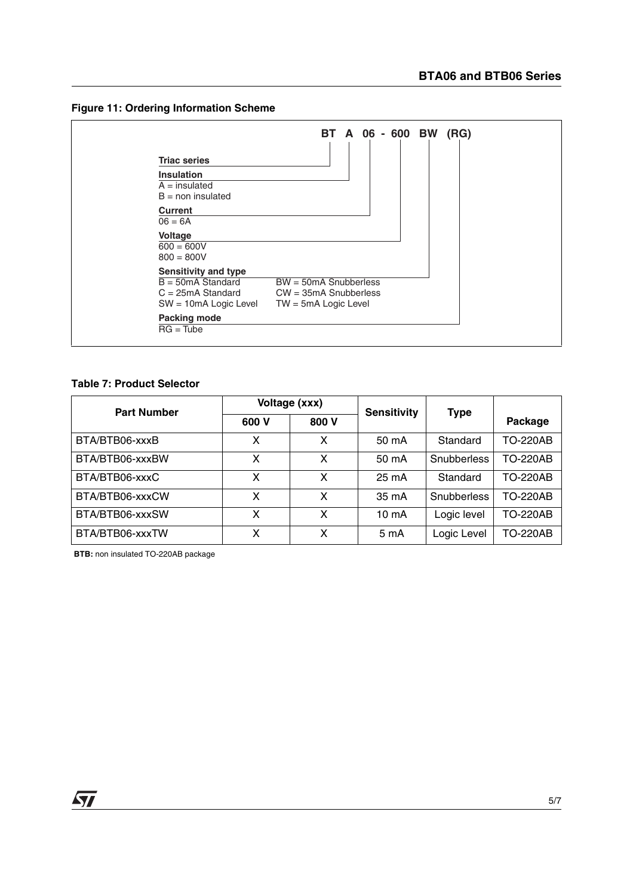**Figure 11: Ordering Information Scheme**

**BT A 06 - 600 BW (RG)**

**Triac series**

**Insulation**
A = insulated
B = non insulated

**Current**
06 = 6A

**Voltage**
600 = 600V
800 = 800V

**Sensitivity and type**
B = 50mA Standard
C = 25mA Standard
SW = 10mA Logic Level
BW = 50mA Snubberless
CW = 35mA Snubberless
TW = 5mA Logic Level

**Packing mode**
RG = Tube

**Table 7: Product Selector**

| Part Number | Voltage (xxx) | | Sensitivity | Type | Package |
|---|---|---|---|---|---|
| | 600 V | 800 V | | | |
| BTA/BTB06-xxxB | X | X | 50 mA | Standard | TO-220AB |
| BTA/BTB06-xxxBW | X | X | 50 mA | Snubberless | TO-220AB |
| BTA/BTB06-xxxC | X | X | 25 mA | Standard | TO-220AB |
| BTA/BTB06-xxxCW | X | X | 35 mA | Snubberless | TO-220AB |
| BTA/BTB06-xxxSW | X | X | 10 mA | Logic level | TO-220AB |
| BTA/BTB06-xxxTW | X | X | 5 mA | Logic Level | TO-220AB |

**BTB:** non insulated TO-220AB package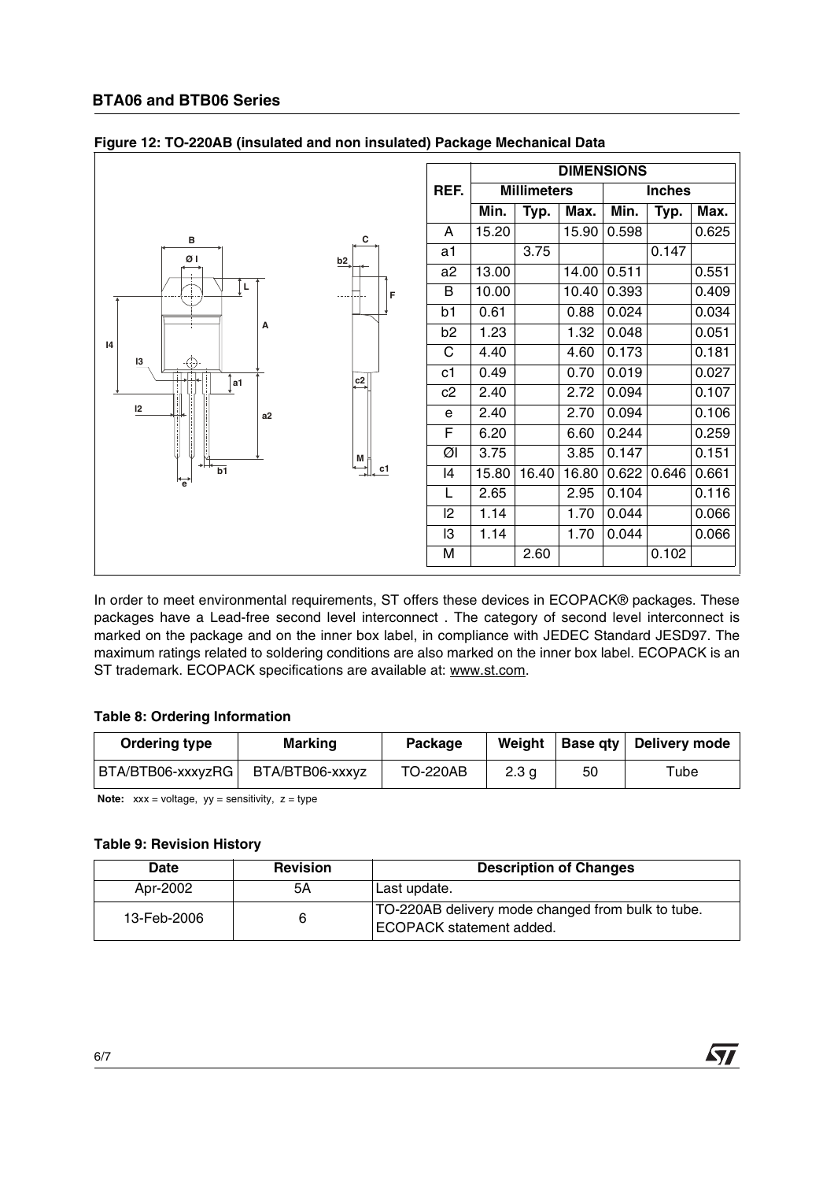### Figure 12: TO-220AB (insulated and non insulated) Package Mechanical Data

| REF. | DIMENSIONS | | | | | |
|---|---|---|---|---|---|---|
| | Millimeters | | | Inches | | |
| | Min. | Typ. | Max. | Min. | Typ. | Max. |
| A | 15.20 | | 15.90 | 0.598 | | 0.625 |
| a1 | | 3.75 | | | 0.147 | |
| a2 | 13.00 | | 14.00 | 0.511 | | 0.551 |
| B | 10.00 | | 10.40 | 0.393 | | 0.409 |
| b1 | 0.61 | | 0.88 | 0.024 | | 0.034 |
| b2 | 1.23 | | 1.32 | 0.048 | | 0.051 |
| C | 4.40 | | 4.60 | 0.173 | | 0.181 |
| c1 | 0.49 | | 0.70 | 0.019 | | 0.027 |
| c2 | 2.40 | | 2.72 | 0.094 | | 0.107 |
| e | 2.40 | | 2.70 | 0.094 | | 0.106 |
| F | 6.20 | | 6.60 | 0.244 | | 0.259 |
| ØI | 3.75 | | 3.85 | 0.147 | | 0.151 |
| I4 | 15.80 | 16.40 | 16.80 | 0.622 | 0.646 | 0.661 |
| L | 2.65 | | 2.95 | 0.104 | | 0.116 |
| I2 | 1.14 | | 1.70 | 0.044 | | 0.066 |
| I3 | 1.14 | | 1.70 | 0.044 | | 0.066 |
| M | | 2.60 | | | 0.102 | |

In order to meet environmental requirements, ST offers these devices in ECOPACK® packages. These packages have a Lead-free second level interconnect . The category of second level interconnect is marked on the package and on the inner box label, in compliance with JEDEC Standard JESD97. The maximum ratings related to soldering conditions are also marked on the inner box label. ECOPACK is an ST trademark. ECOPACK specifications are available at: www.st.com.

### Table 8: Ordering Information

| Ordering type | Marking | Package | Weight | Base qty | Delivery mode |
|---|---|---|---|---|---|
| BTA/BTB06-xxxyzRG | BTA/BTB06-xxxyz | TO-220AB | 2.3 g | 50 | Tube |

**Note:** xxx = voltage, yy = sensitivity, z = type

### Table 9: Revision History

| Date | Revision | Description of Changes |
|---|---|---|
| Apr-2002 | 5A | Last update. |
| 13-Feb-2006 | 6 | TO-220AB delivery mode changed from bulk to tube. ECOPACK statement added. |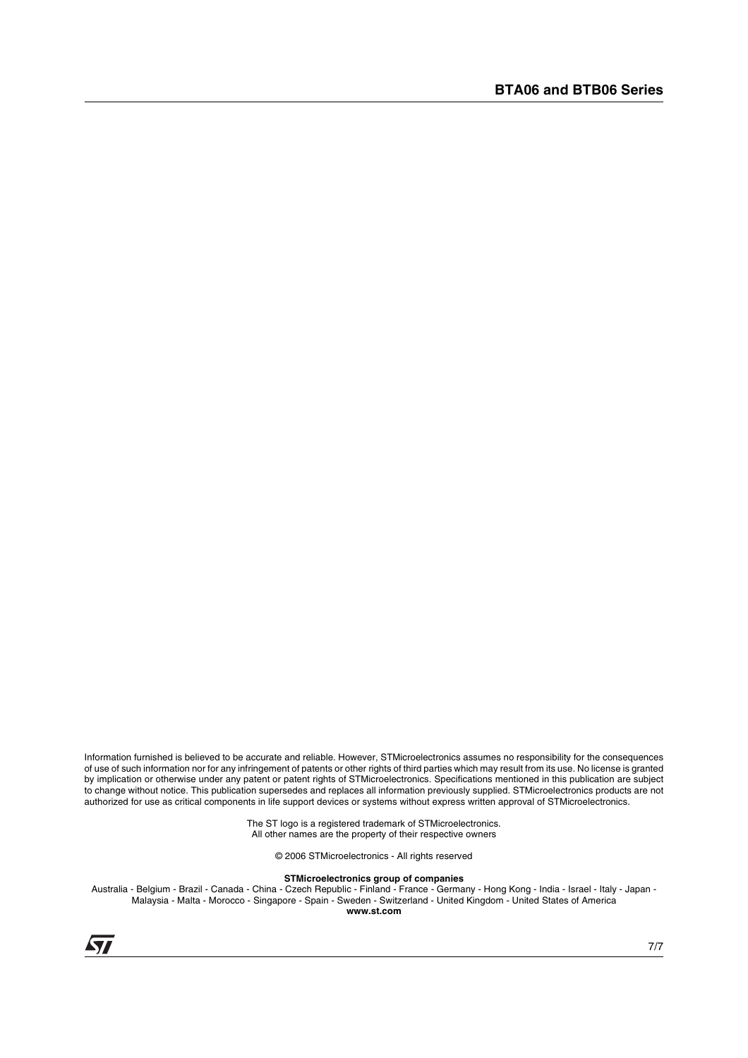Information furnished is believed to be accurate and reliable. However, STMicroelectronics assumes no responsibility for the consequences of use of such information nor for any infringement of patents or other rights of third parties which may result from its use. No license is granted by implication or otherwise under any patent or patent rights of STMicroelectronics. Specifications mentioned in this publication are subject to change without notice. This publication supersedes and replaces all information previously supplied. STMicroelectronics products are not authorized for use as critical components in life support devices or systems without express written approval of STMicroelectronics.

The ST logo is a registered trademark of STMicroelectronics.
All other names are the property of their respective owners

© 2006 STMicroelectronics - All rights reserved

**STMicroelectronics group of companies**

Australia - Belgium - Brazil - Canada - China - Czech Republic - Finland - France - Germany - Hong Kong - India - Israel - Italy - Japan - Malaysia - Malta - Morocco - Singapore - Spain - Sweden - Switzerland - United Kingdom - United States of America

**www.st.com**